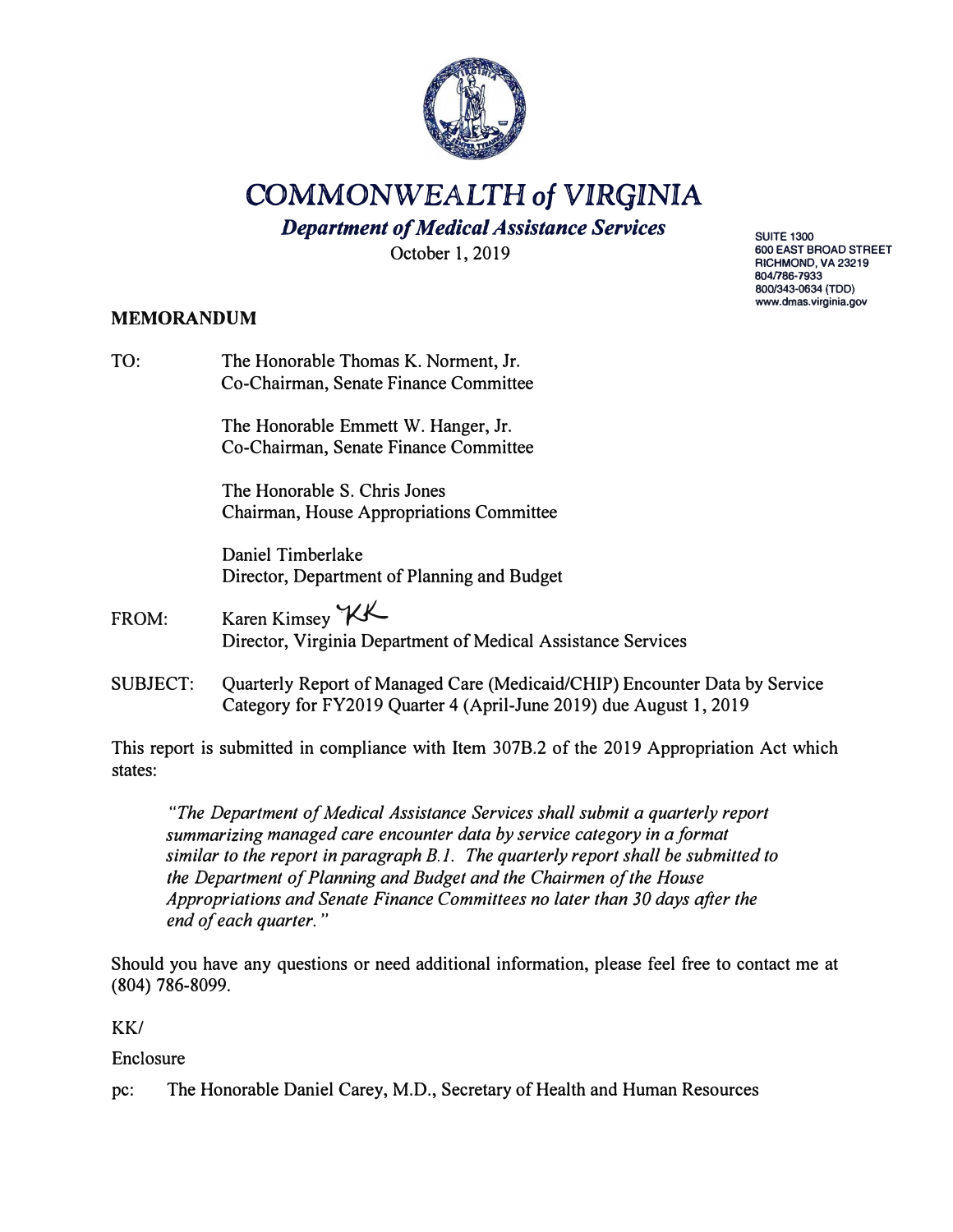# COMMONWEALTH of VIRGINIA

***Department of Medical Assistance Services***

October 1, 2019

SUITE 1300
600 EAST BROAD STREET
RICHMOND, VA 23219
804/786-7933
800/343-0634 (TDD)
www.dmas.virginia.gov

**MEMORANDUM**

TO: The Honorable Thomas K. Norment, Jr.
Co-Chairman, Senate Finance Committee

The Honorable Emmett W. Hanger, Jr.
Co-Chairman, Senate Finance Committee

The Honorable S. Chris Jones
Chairman, House Appropriations Committee

Daniel Timberlake
Director, Department of Planning and Budget

FROM: Karen Kimsey KK
Director, Virginia Department of Medical Assistance Services

SUBJECT: Quarterly Report of Managed Care (Medicaid/CHIP) Encounter Data by Service Category for FY2019 Quarter 4 (April-June 2019) due August 1, 2019

This report is submitted in compliance with Item 307B.2 of the 2019 Appropriation Act which states:

> *"The Department of Medical Assistance Services shall submit a quarterly report summarizing managed care encounter data by service category in a format similar to the report in paragraph B.1. The quarterly report shall be submitted to the Department of Planning and Budget and the Chairmen of the House Appropriations and Senate Finance Committees no later than 30 days after the end of each quarter."*

Should you have any questions or need additional information, please feel free to contact me at (804) 786-8099.

KK/

Enclosure

pc: The Honorable Daniel Carey, M.D., Secretary of Health and Human Resources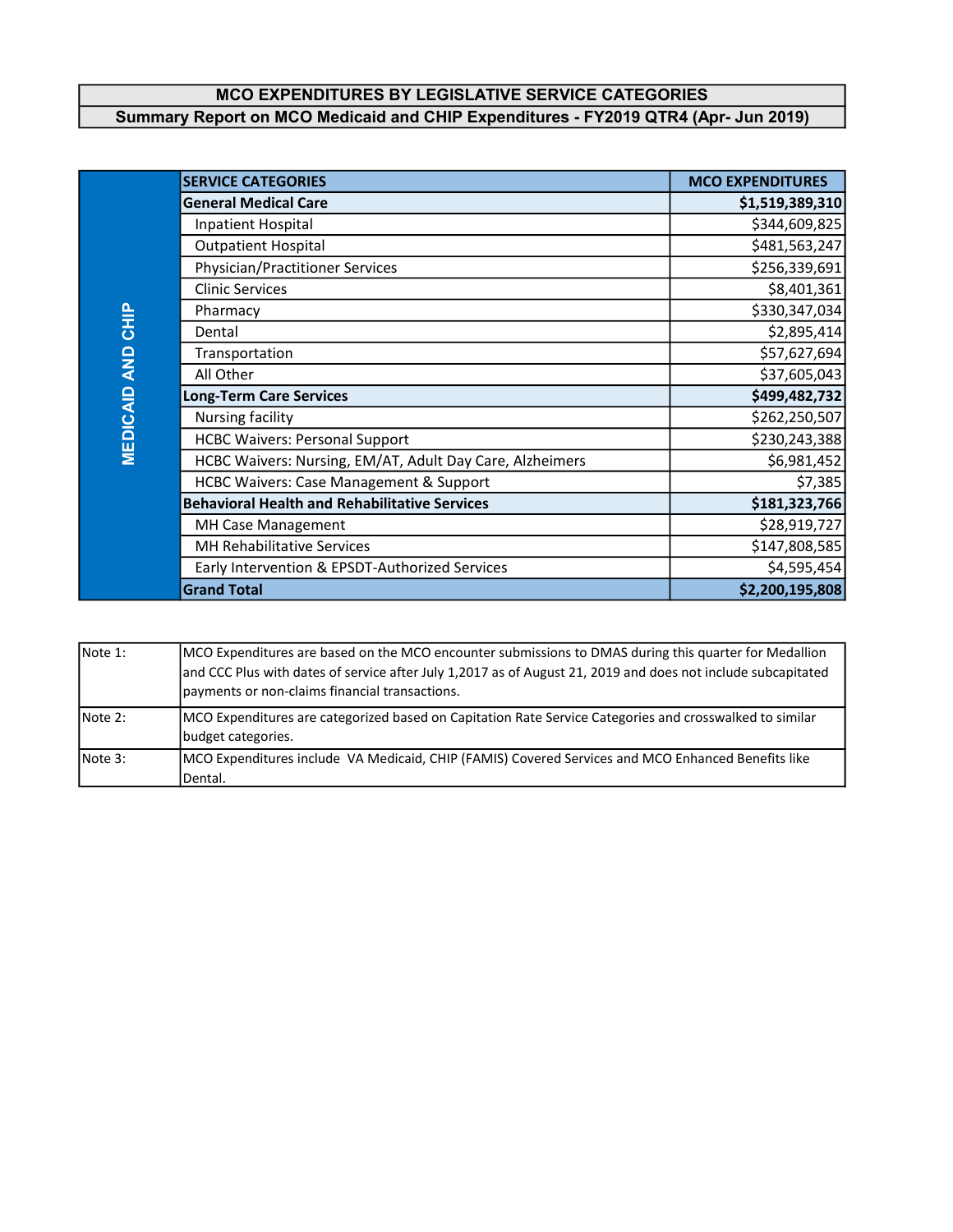## MCO EXPENDITURES BY LEGISLATIVE SERVICE CATEGORIES

### Summary Report on MCO Medicaid and CHIP Expenditures - FY2019 QTR4 (Apr- Jun 2019)

| | SERVICE CATEGORIES | MCO EXPENDITURES |
|---|---|---|
| MEDICAID AND CHIP | **General Medical Care** | **$1,519,389,310** |
| | Inpatient Hospital | $344,609,825 |
| | Outpatient Hospital | $481,563,247 |
| | Physician/Practitioner Services | $256,339,691 |
| | Clinic Services | $8,401,361 |
| | Pharmacy | $330,347,034 |
| | Dental | $2,895,414 |
| | Transportation | $57,627,694 |
| | All Other | $37,605,043 |
| | **Long-Term Care Services** | **$499,482,732** |
| | Nursing facility | $262,250,507 |
| | HCBC Waivers: Personal Support | $230,243,388 |
| | HCBC Waivers: Nursing, EM/AT, Adult Day Care, Alzheimers | $6,981,452 |
| | HCBC Waivers: Case Management & Support | $7,385 |
| | **Behavioral Health and Rehabilitative Services** | **$181,323,766** |
| | MH Case Management | $28,919,727 |
| | MH Rehabilitative Services | $147,808,585 |
| | Early Intervention & EPSDT-Authorized Services | $4,595,454 |
| | **Grand Total** | **$2,200,195,808** |

| | |
|---|---|
| Note 1: | MCO Expenditures are based on the MCO encounter submissions to DMAS during this quarter for Medallion and CCC Plus with dates of service after July 1,2017 as of August 21, 2019 and does not include subcapitated payments or non-claims financial transactions. |
| Note 2: | MCO Expenditures are categorized based on Capitation Rate Service Categories and crosswalked to similar budget categories. |
| Note 3: | MCO Expenditures include VA Medicaid, CHIP (FAMIS) Covered Services and MCO Enhanced Benefits like Dental. |